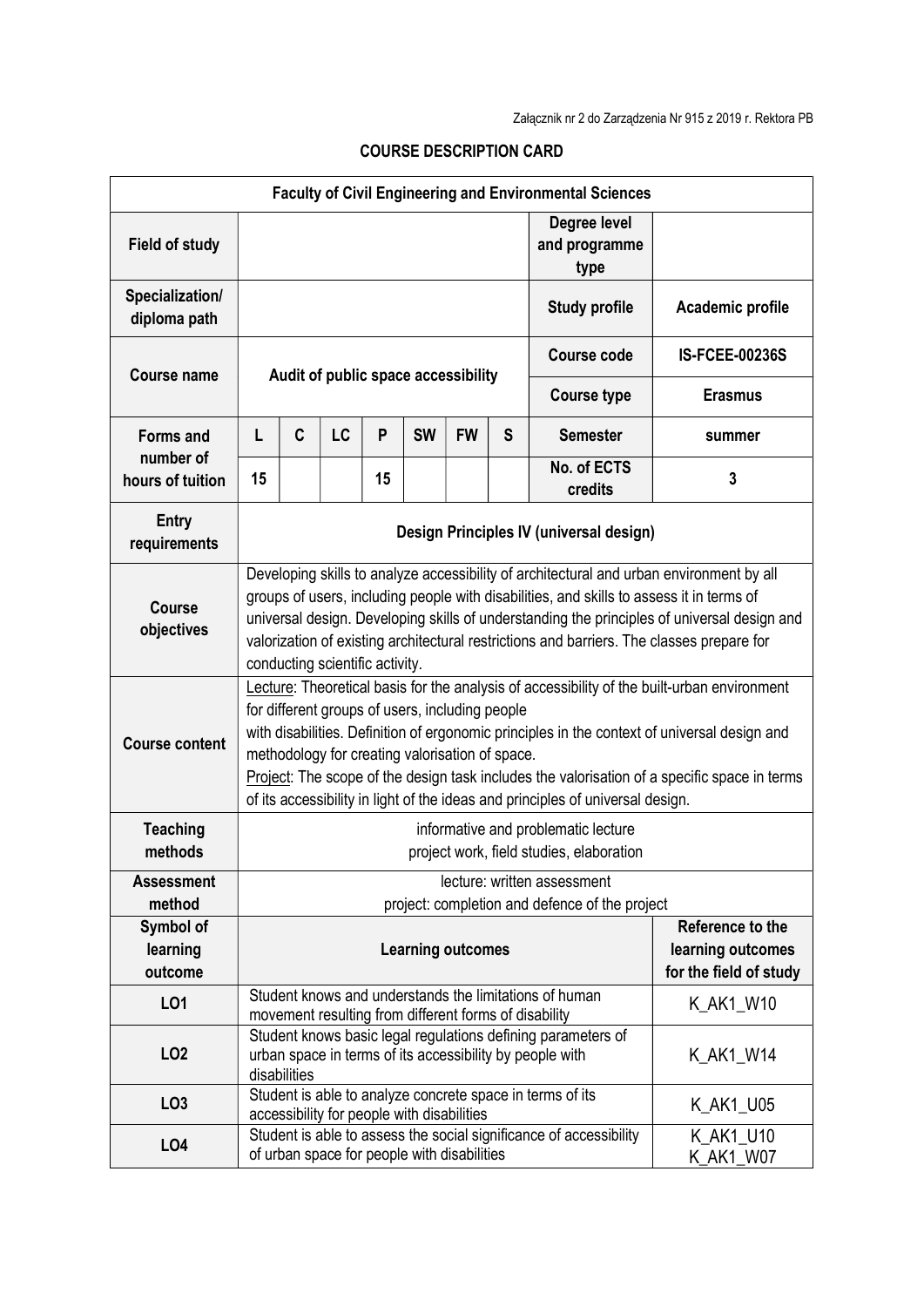Załącznik nr 2 do Zarządzenia Nr 915 z 2019 r. Rektora PB

# COURSE DESCRIPTION CARD

| Faculty of Civil Engineering and Environmental Sciences | | | | | | | | | |
|---|---|---|---|---|---|---|---|---|---|
| **Field of study** | | | | | | | | **Degree level and programme type** | |
| **Specialization/ diploma path** | | | | | | | | **Study profile** | **Academic profile** |
| **Course name** | Audit of public space accessibility | | | | | | | **Course code** | **IS-FCEE-00236S** |
| | | | | | | | | **Course type** | **Erasmus** |
| **Forms and number of hours of tuition** | **L** | **C** | **LC** | **P** | **SW** | **FW** | **S** | **Semester** | **summer** |
| | **15** | | | **15** | | | | **No. of ECTS credits** | **3** |
| **Entry requirements** | **Design Principles IV (universal design)** | | | | | | | | |
| **Course objectives** | Developing skills to analyze accessibility of architectural and urban environment by all groups of users, including people with disabilities, and skills to assess it in terms of universal design. Developing skills of understanding the principles of universal design and valorization of existing architectural restrictions and barriers. The classes prepare for conducting scientific activity. | | | | | | | | |
| **Course content** | Lecture: Theoretical basis for the analysis of accessibility of the built-urban environment for different groups of users, including people with disabilities. Definition of ergonomic principles in the context of universal design and methodology for creating valorisation of space. Project: The scope of the design task includes the valorisation of a specific space in terms of its accessibility in light of the ideas and principles of universal design. | | | | | | | | |
| **Teaching methods** | informative and problematic lecture; project work, field studies, elaboration | | | | | | | | |
| **Assessment method** | lecture: written assessment; project: completion and defence of the project | | | | | | | | |

| Symbol of learning outcome | Learning outcomes | Reference to the learning outcomes for the field of study |
|---|---|---|
| **LO1** | Student knows and understands the limitations of human movement resulting from different forms of disability | K_AK1_W10 |
| **LO2** | Student knows basic legal regulations defining parameters of urban space in terms of its accessibility by people with disabilities | K_AK1_W14 |
| **LO3** | Student is able to analyze concrete space in terms of its accessibility for people with disabilities | K_AK1_U05 |
| **LO4** | Student is able to assess the social significance of accessibility of urban space for people with disabilities | K_AK1_U10<br>K_AK1_W07 |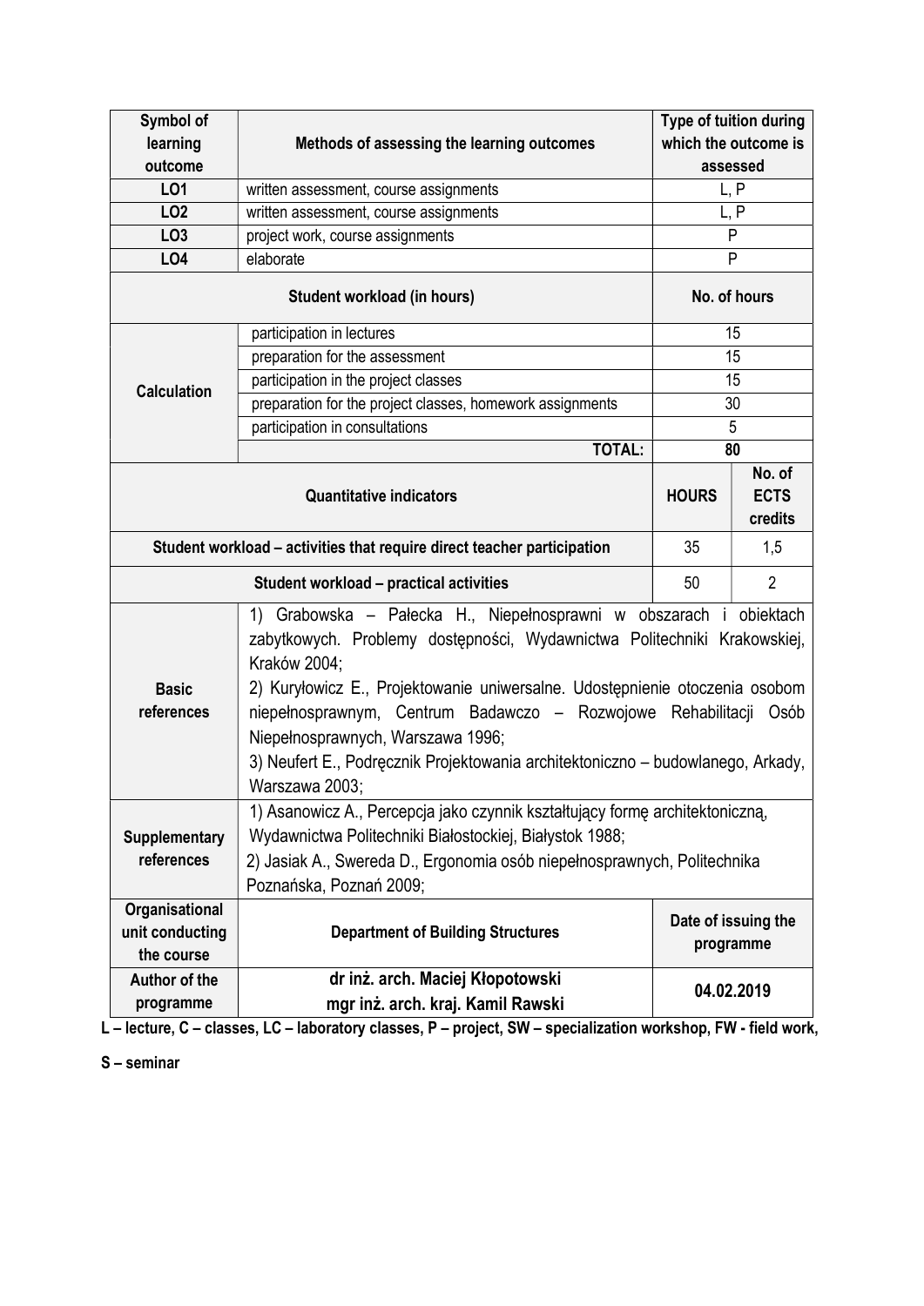| Symbol of learning outcome | Methods of assessing the learning outcomes | Type of tuition during which the outcome is assessed | |
|---|---|---|---|
| LO1 | written assessment, course assignments | L, P | |
| LO2 | written assessment, course assignments | L, P | |
| LO3 | project work, course assignments | P | |
| LO4 | elaborate | P | |
| **Student workload (in hours)** | | **No. of hours** | |
| **Calculation** | participation in lectures | 15 | |
| | preparation for the assessment | 15 | |
| | participation in the project classes | 15 | |
| | preparation for the project classes, homework assignments | 30 | |
| | participation in consultations | 5 | |
| | **TOTAL:** | **80** | |
| **Quantitative indicators** | | **HOURS** | **No. of ECTS credits** |
| **Student workload – activities that require direct teacher participation** | | 35 | 1,5 |
| **Student workload – practical activities** | | 50 | 2 |
| **Basic references** | 1) Grabowska – Pałecka H., Niepełnosprawni w obszarach i obiektach zabytkowych. Problemy dostępności, Wydawnictwa Politechniki Krakowskiej, Kraków 2004;<br>2) Kuryłowicz E., Projektowanie uniwersalne. Udostępnienie otoczenia osobom niepełnosprawnym, Centrum Badawczo – Rozwojowe Rehabilitacji Osób Niepełnosprawnych, Warszawa 1996;<br>3) Neufert E., Podręcznik Projektowania architektoniczno – budowlanego, Arkady, Warszawa 2003; | | |
| **Supplementary references** | 1) Asanowicz A., Percepcja jako czynnik kształtujący formę architektoniczną, Wydawnictwa Politechniki Białostockiej, Białystok 1988;<br>2) Jasiak A., Swereda D., Ergonomia osób niepełnosprawnych, Politechnika Poznańska, Poznań 2009; | | |
| **Organisational unit conducting the course** | **Department of Building Structures** | **Date of issuing the programme** | |
| **Author of the programme** | **dr inż. arch. Maciej Kłopotowski**<br>**mgr inż. arch. kraj. Kamil Rawski** | **04.02.2019** | |

**L – lecture, C – classes, LC – laboratory classes, P – project, SW – specialization workshop, FW - field work, S – seminar**